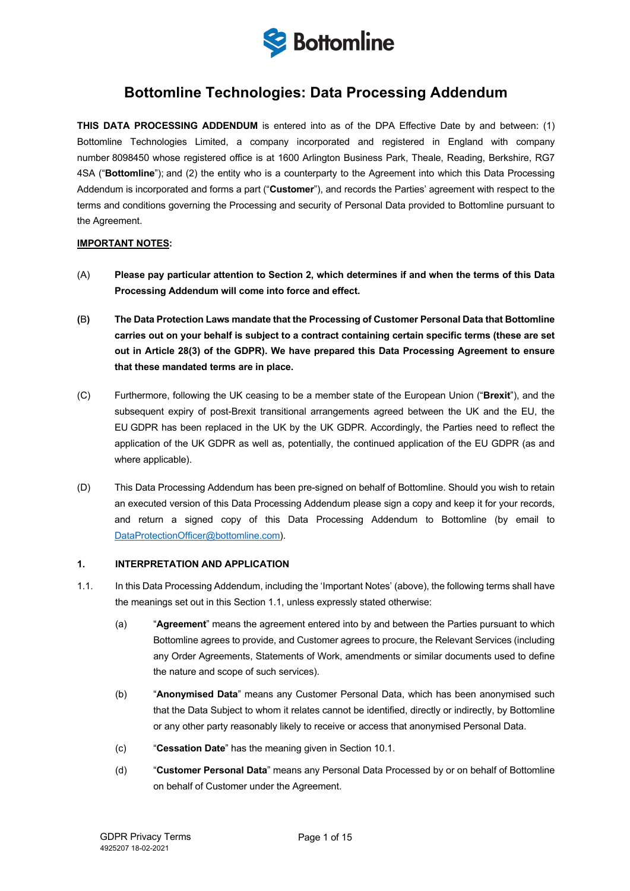# Bottomline Technologies: Data Processing Addendum

**THIS DATA PROCESSING ADDENDUM** is entered into as of the DPA Effective Date by and between: (1) Bottomline Technologies Limited, a company incorporated and registered in England with company number 8098450 whose registered office is at 1600 Arlington Business Park, Theale, Reading, Berkshire, RG7 4SA ("**Bottomline**"); and (2) the entity who is a counterparty to the Agreement into which this Data Processing Addendum is incorporated and forms a part ("**Customer**"), and records the Parties' agreement with respect to the terms and conditions governing the Processing and security of Personal Data provided to Bottomline pursuant to the Agreement.

**IMPORTANT NOTES:**

(A) **Please pay particular attention to Section 2, which determines if and when the terms of this Data Processing Addendum will come into force and effect.**

**(B)** **The Data Protection Laws mandate that the Processing of Customer Personal Data that Bottomline carries out on your behalf is subject to a contract containing certain specific terms (these are set out in Article 28(3) of the GDPR). We have prepared this Data Processing Agreement to ensure that these mandated terms are in place.**

(C) Furthermore, following the UK ceasing to be a member state of the European Union ("**Brexit**"), and the subsequent expiry of post-Brexit transitional arrangements agreed between the UK and the EU, the EU GDPR has been replaced in the UK by the UK GDPR. Accordingly, the Parties need to reflect the application of the UK GDPR as well as, potentially, the continued application of the EU GDPR (as and where applicable).

(D) This Data Processing Addendum has been pre-signed on behalf of Bottomline. Should you wish to retain an executed version of this Data Processing Addendum please sign a copy and keep it for your records, and return a signed copy of this Data Processing Addendum to Bottomline (by email to DataProtectionOfficer@bottomline.com).

## 1. INTERPRETATION AND APPLICATION

1.1. In this Data Processing Addendum, including the 'Important Notes' (above), the following terms shall have the meanings set out in this Section 1.1, unless expressly stated otherwise:

(a) "**Agreement**" means the agreement entered into by and between the Parties pursuant to which Bottomline agrees to provide, and Customer agrees to procure, the Relevant Services (including any Order Agreements, Statements of Work, amendments or similar documents used to define the nature and scope of such services).

(b) "**Anonymised Data**" means any Customer Personal Data, which has been anonymised such that the Data Subject to whom it relates cannot be identified, directly or indirectly, by Bottomline or any other party reasonably likely to receive or access that anonymised Personal Data.

(c) "**Cessation Date**" has the meaning given in Section 10.1.

(d) "**Customer Personal Data**" means any Personal Data Processed by or on behalf of Bottomline on behalf of Customer under the Agreement.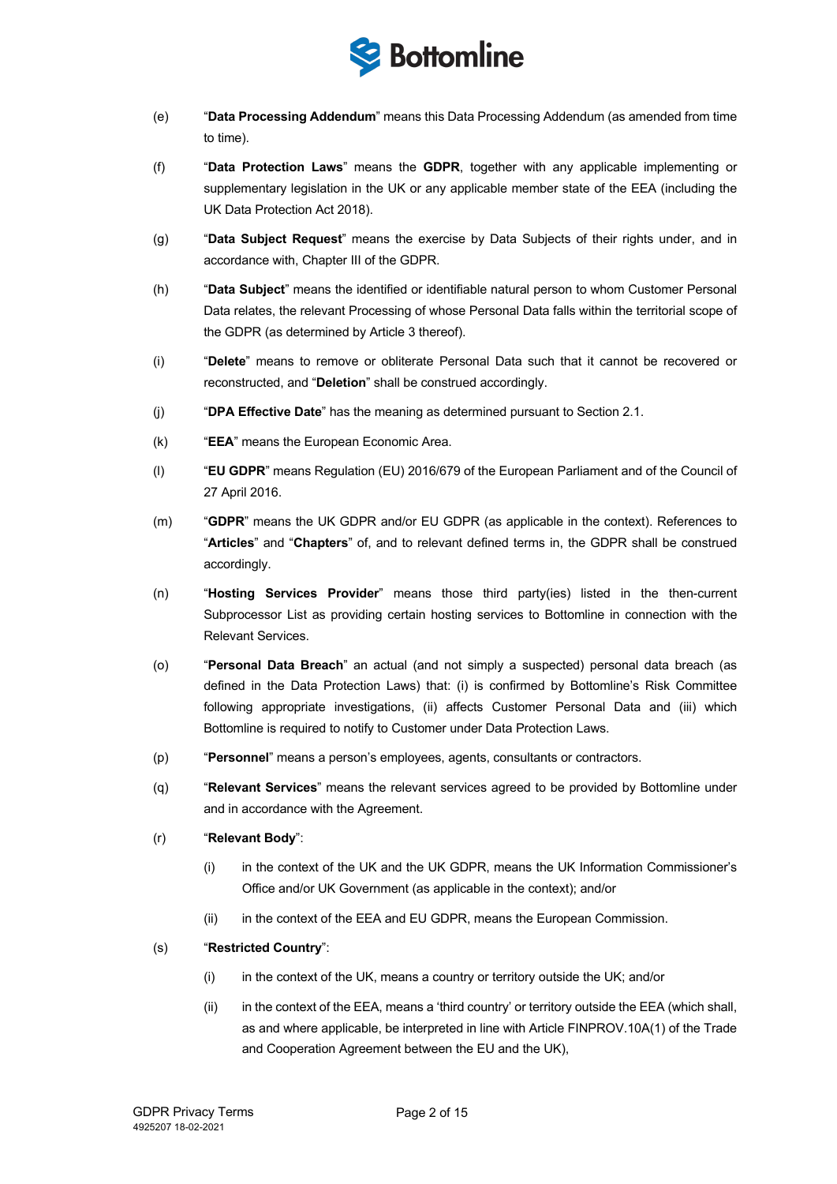(e) "**Data Processing Addendum**" means this Data Processing Addendum (as amended from time to time).

(f) "**Data Protection Laws**" means the **GDPR**, together with any applicable implementing or supplementary legislation in the UK or any applicable member state of the EEA (including the UK Data Protection Act 2018).

(g) "**Data Subject Request**" means the exercise by Data Subjects of their rights under, and in accordance with, Chapter III of the GDPR.

(h) "**Data Subject**" means the identified or identifiable natural person to whom Customer Personal Data relates, the relevant Processing of whose Personal Data falls within the territorial scope of the GDPR (as determined by Article 3 thereof).

(i) "**Delete**" means to remove or obliterate Personal Data such that it cannot be recovered or reconstructed, and "**Deletion**" shall be construed accordingly.

(j) "**DPA Effective Date**" has the meaning as determined pursuant to Section 2.1.

(k) "**EEA**" means the European Economic Area.

(l) "**EU GDPR**" means Regulation (EU) 2016/679 of the European Parliament and of the Council of 27 April 2016.

(m) "**GDPR**" means the UK GDPR and/or EU GDPR (as applicable in the context). References to "**Articles**" and "**Chapters**" of, and to relevant defined terms in, the GDPR shall be construed accordingly.

(n) "**Hosting Services Provider**" means those third party(ies) listed in the then-current Subprocessor List as providing certain hosting services to Bottomline in connection with the Relevant Services.

(o) "**Personal Data Breach**" an actual (and not simply a suspected) personal data breach (as defined in the Data Protection Laws) that: (i) is confirmed by Bottomline's Risk Committee following appropriate investigations, (ii) affects Customer Personal Data and (iii) which Bottomline is required to notify to Customer under Data Protection Laws.

(p) "**Personnel**" means a person's employees, agents, consultants or contractors.

(q) "**Relevant Services**" means the relevant services agreed to be provided by Bottomline under and in accordance with the Agreement.

(r) "**Relevant Body**":

   (i) in the context of the UK and the UK GDPR, means the UK Information Commissioner's Office and/or UK Government (as applicable in the context); and/or

   (ii) in the context of the EEA and EU GDPR, means the European Commission.

(s) "**Restricted Country**":

   (i) in the context of the UK, means a country or territory outside the UK; and/or

   (ii) in the context of the EEA, means a 'third country' or territory outside the EEA (which shall, as and where applicable, be interpreted in line with Article FINPROV.10A(1) of the Trade and Cooperation Agreement between the EU and the UK),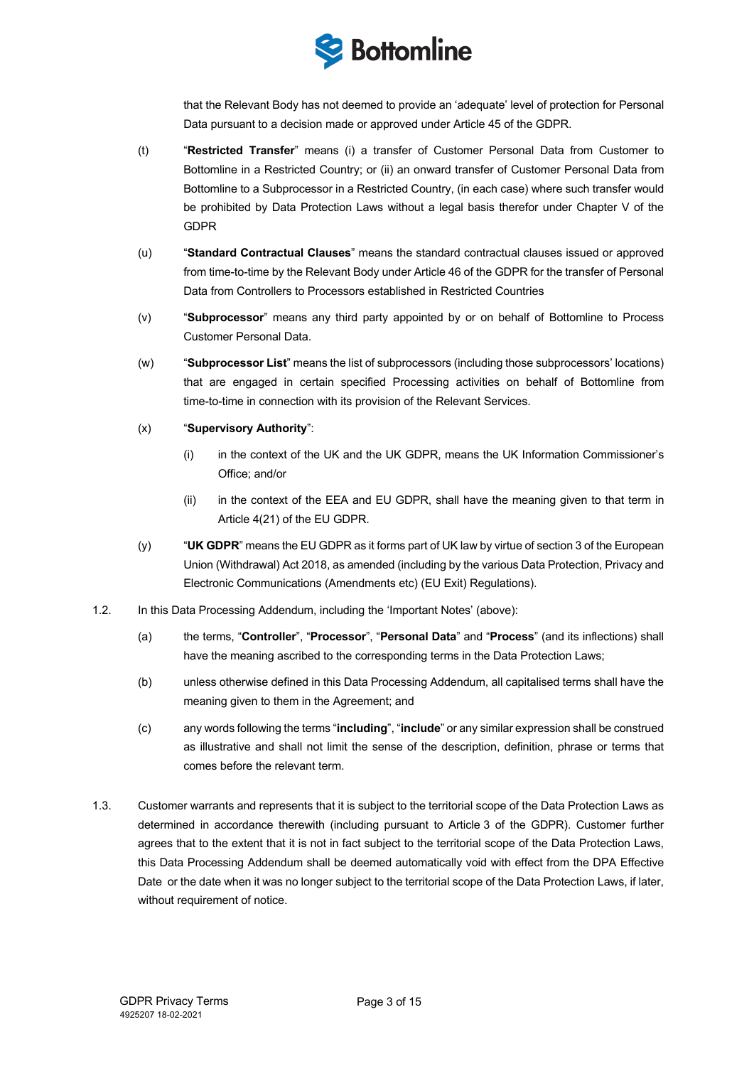that the Relevant Body has not deemed to provide an 'adequate' level of protection for Personal Data pursuant to a decision made or approved under Article 45 of the GDPR.

(t) "**Restricted Transfer**" means (i) a transfer of Customer Personal Data from Customer to Bottomline in a Restricted Country; or (ii) an onward transfer of Customer Personal Data from Bottomline to a Subprocessor in a Restricted Country, (in each case) where such transfer would be prohibited by Data Protection Laws without a legal basis therefor under Chapter V of the GDPR

(u) "**Standard Contractual Clauses**" means the standard contractual clauses issued or approved from time-to-time by the Relevant Body under Article 46 of the GDPR for the transfer of Personal Data from Controllers to Processors established in Restricted Countries

(v) "**Subprocessor**" means any third party appointed by or on behalf of Bottomline to Process Customer Personal Data.

(w) "**Subprocessor List**" means the list of subprocessors (including those subprocessors' locations) that are engaged in certain specified Processing activities on behalf of Bottomline from time-to-time in connection with its provision of the Relevant Services.

(x) "**Supervisory Authority**":

(i) in the context of the UK and the UK GDPR, means the UK Information Commissioner's Office; and/or

(ii) in the context of the EEA and EU GDPR, shall have the meaning given to that term in Article 4(21) of the EU GDPR.

(y) "**UK GDPR**" means the EU GDPR as it forms part of UK law by virtue of section 3 of the European Union (Withdrawal) Act 2018, as amended (including by the various Data Protection, Privacy and Electronic Communications (Amendments etc) (EU Exit) Regulations).

1.2. In this Data Processing Addendum, including the 'Important Notes' (above):

(a) the terms, "**Controller**", "**Processor**", "**Personal Data**" and "**Process**" (and its inflections) shall have the meaning ascribed to the corresponding terms in the Data Protection Laws;

(b) unless otherwise defined in this Data Processing Addendum, all capitalised terms shall have the meaning given to them in the Agreement; and

(c) any words following the terms "**including**", "**include**" or any similar expression shall be construed as illustrative and shall not limit the sense of the description, definition, phrase or terms that comes before the relevant term.

1.3. Customer warrants and represents that it is subject to the territorial scope of the Data Protection Laws as determined in accordance therewith (including pursuant to Article 3 of the GDPR). Customer further agrees that to the extent that it is not in fact subject to the territorial scope of the Data Protection Laws, this Data Processing Addendum shall be deemed automatically void with effect from the DPA Effective Date or the date when it was no longer subject to the territorial scope of the Data Protection Laws, if later, without requirement of notice.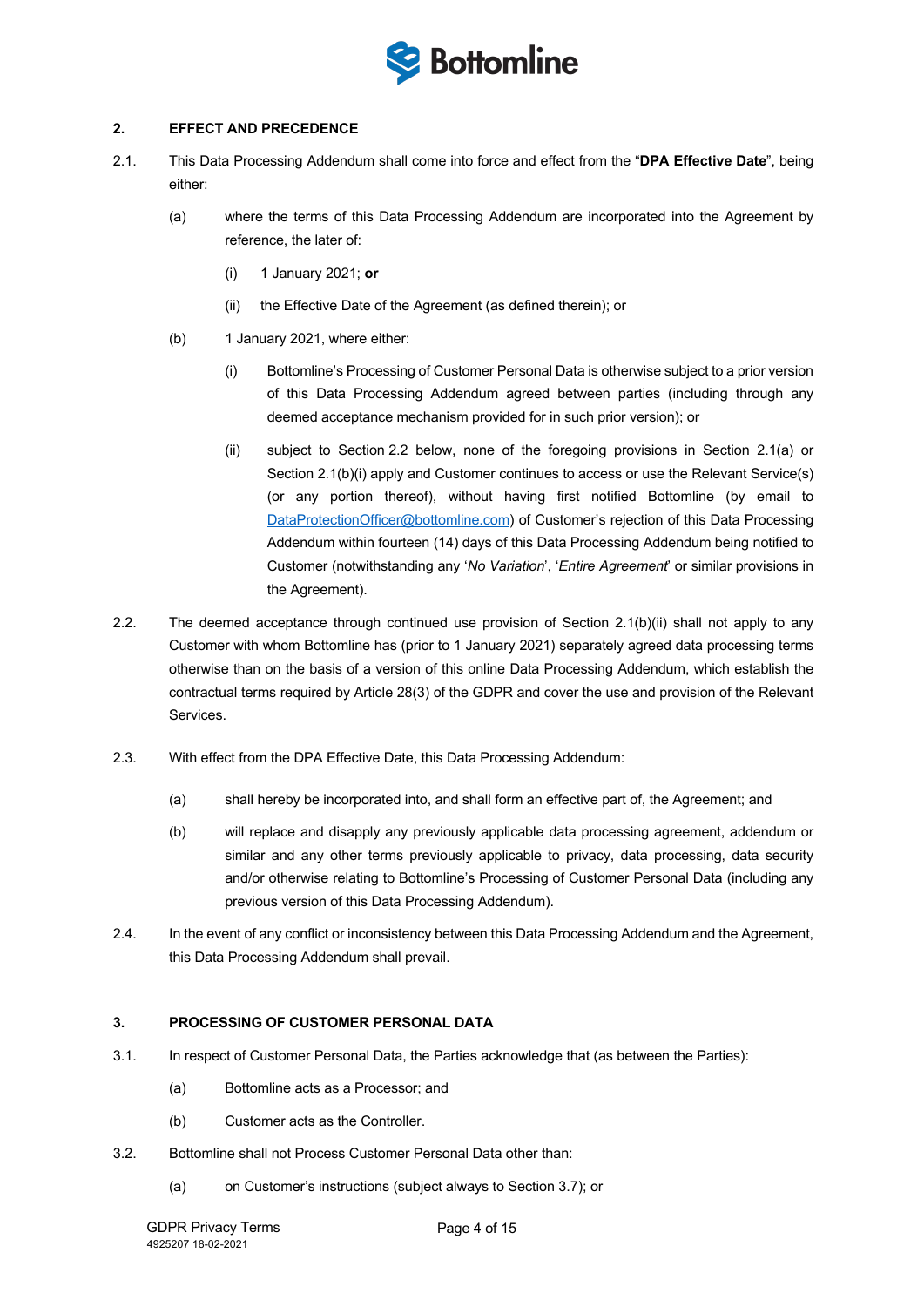## 2. EFFECT AND PRECEDENCE

2.1. This Data Processing Addendum shall come into force and effect from the "**DPA Effective Date**", being either:

(a) where the terms of this Data Processing Addendum are incorporated into the Agreement by reference, the later of:

(i) 1 January 2021; **or**

(ii) the Effective Date of the Agreement (as defined therein); or

(b) 1 January 2021, where either:

(i) Bottomline's Processing of Customer Personal Data is otherwise subject to a prior version of this Data Processing Addendum agreed between parties (including through any deemed acceptance mechanism provided for in such prior version); or

(ii) subject to Section 2.2 below, none of the foregoing provisions in Section 2.1(a) or Section 2.1(b)(i) apply and Customer continues to access or use the Relevant Service(s) (or any portion thereof), without having first notified Bottomline (by email to DataProtectionOfficer@bottomline.com) of Customer's rejection of this Data Processing Addendum within fourteen (14) days of this Data Processing Addendum being notified to Customer (notwithstanding any '*No Variation*', '*Entire Agreement*' or similar provisions in the Agreement).

2.2. The deemed acceptance through continued use provision of Section 2.1(b)(ii) shall not apply to any Customer with whom Bottomline has (prior to 1 January 2021) separately agreed data processing terms otherwise than on the basis of a version of this online Data Processing Addendum, which establish the contractual terms required by Article 28(3) of the GDPR and cover the use and provision of the Relevant Services.

2.3. With effect from the DPA Effective Date, this Data Processing Addendum:

(a) shall hereby be incorporated into, and shall form an effective part of, the Agreement; and

(b) will replace and disapply any previously applicable data processing agreement, addendum or similar and any other terms previously applicable to privacy, data processing, data security and/or otherwise relating to Bottomline's Processing of Customer Personal Data (including any previous version of this Data Processing Addendum).

2.4. In the event of any conflict or inconsistency between this Data Processing Addendum and the Agreement, this Data Processing Addendum shall prevail.

## 3. PROCESSING OF CUSTOMER PERSONAL DATA

3.1. In respect of Customer Personal Data, the Parties acknowledge that (as between the Parties):

(a) Bottomline acts as a Processor; and

(b) Customer acts as the Controller.

3.2. Bottomline shall not Process Customer Personal Data other than:

(a) on Customer's instructions (subject always to Section 3.7); or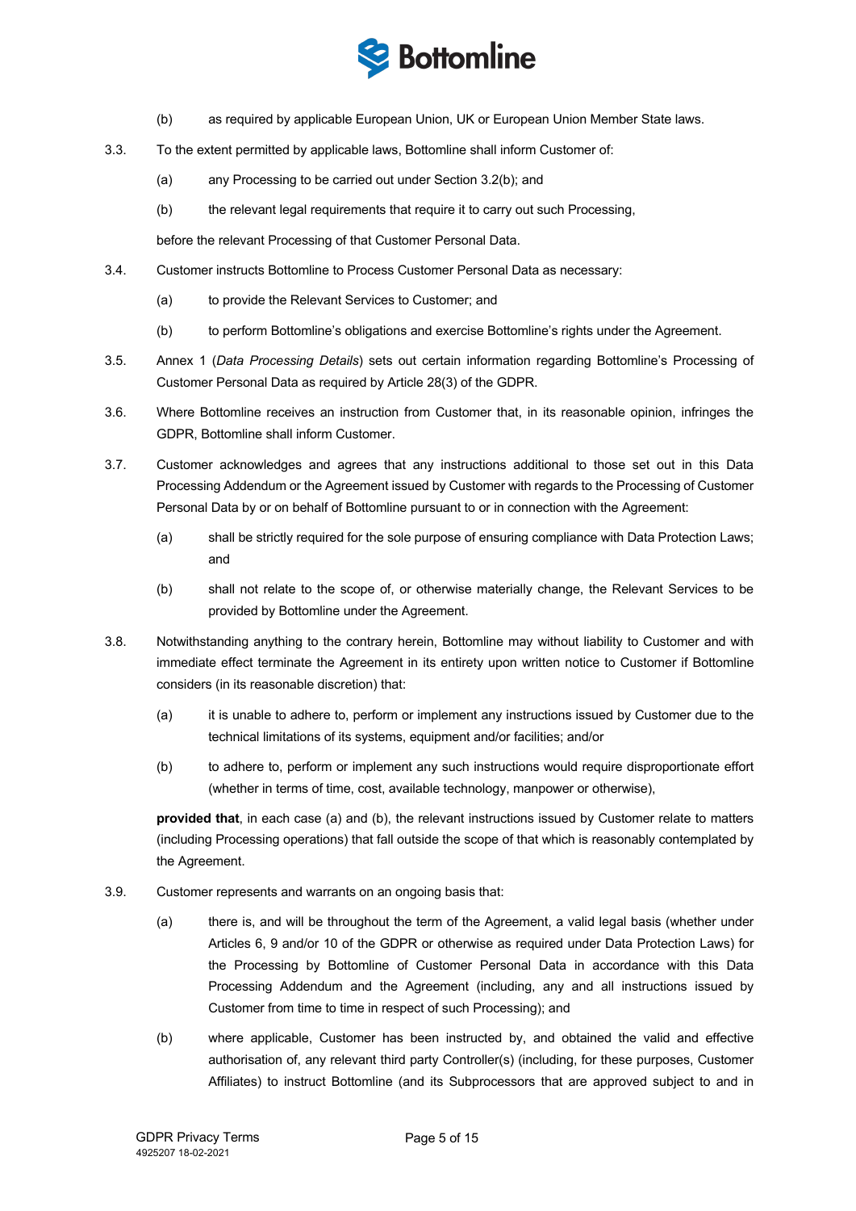(b) as required by applicable European Union, UK or European Union Member State laws.

3.3. To the extent permitted by applicable laws, Bottomline shall inform Customer of:

(a) any Processing to be carried out under Section 3.2(b); and

(b) the relevant legal requirements that require it to carry out such Processing,

before the relevant Processing of that Customer Personal Data.

3.4. Customer instructs Bottomline to Process Customer Personal Data as necessary:

(a) to provide the Relevant Services to Customer; and

(b) to perform Bottomline's obligations and exercise Bottomline's rights under the Agreement.

3.5. Annex 1 (*Data Processing Details*) sets out certain information regarding Bottomline's Processing of Customer Personal Data as required by Article 28(3) of the GDPR.

3.6. Where Bottomline receives an instruction from Customer that, in its reasonable opinion, infringes the GDPR, Bottomline shall inform Customer.

3.7. Customer acknowledges and agrees that any instructions additional to those set out in this Data Processing Addendum or the Agreement issued by Customer with regards to the Processing of Customer Personal Data by or on behalf of Bottomline pursuant to or in connection with the Agreement:

(a) shall be strictly required for the sole purpose of ensuring compliance with Data Protection Laws; and

(b) shall not relate to the scope of, or otherwise materially change, the Relevant Services to be provided by Bottomline under the Agreement.

3.8. Notwithstanding anything to the contrary herein, Bottomline may without liability to Customer and with immediate effect terminate the Agreement in its entirety upon written notice to Customer if Bottomline considers (in its reasonable discretion) that:

(a) it is unable to adhere to, perform or implement any instructions issued by Customer due to the technical limitations of its systems, equipment and/or facilities; and/or

(b) to adhere to, perform or implement any such instructions would require disproportionate effort (whether in terms of time, cost, available technology, manpower or otherwise),

**provided that**, in each case (a) and (b), the relevant instructions issued by Customer relate to matters (including Processing operations) that fall outside the scope of that which is reasonably contemplated by the Agreement.

3.9. Customer represents and warrants on an ongoing basis that:

(a) there is, and will be throughout the term of the Agreement, a valid legal basis (whether under Articles 6, 9 and/or 10 of the GDPR or otherwise as required under Data Protection Laws) for the Processing by Bottomline of Customer Personal Data in accordance with this Data Processing Addendum and the Agreement (including, any and all instructions issued by Customer from time to time in respect of such Processing); and

(b) where applicable, Customer has been instructed by, and obtained the valid and effective authorisation of, any relevant third party Controller(s) (including, for these purposes, Customer Affiliates) to instruct Bottomline (and its Subprocessors that are approved subject to and in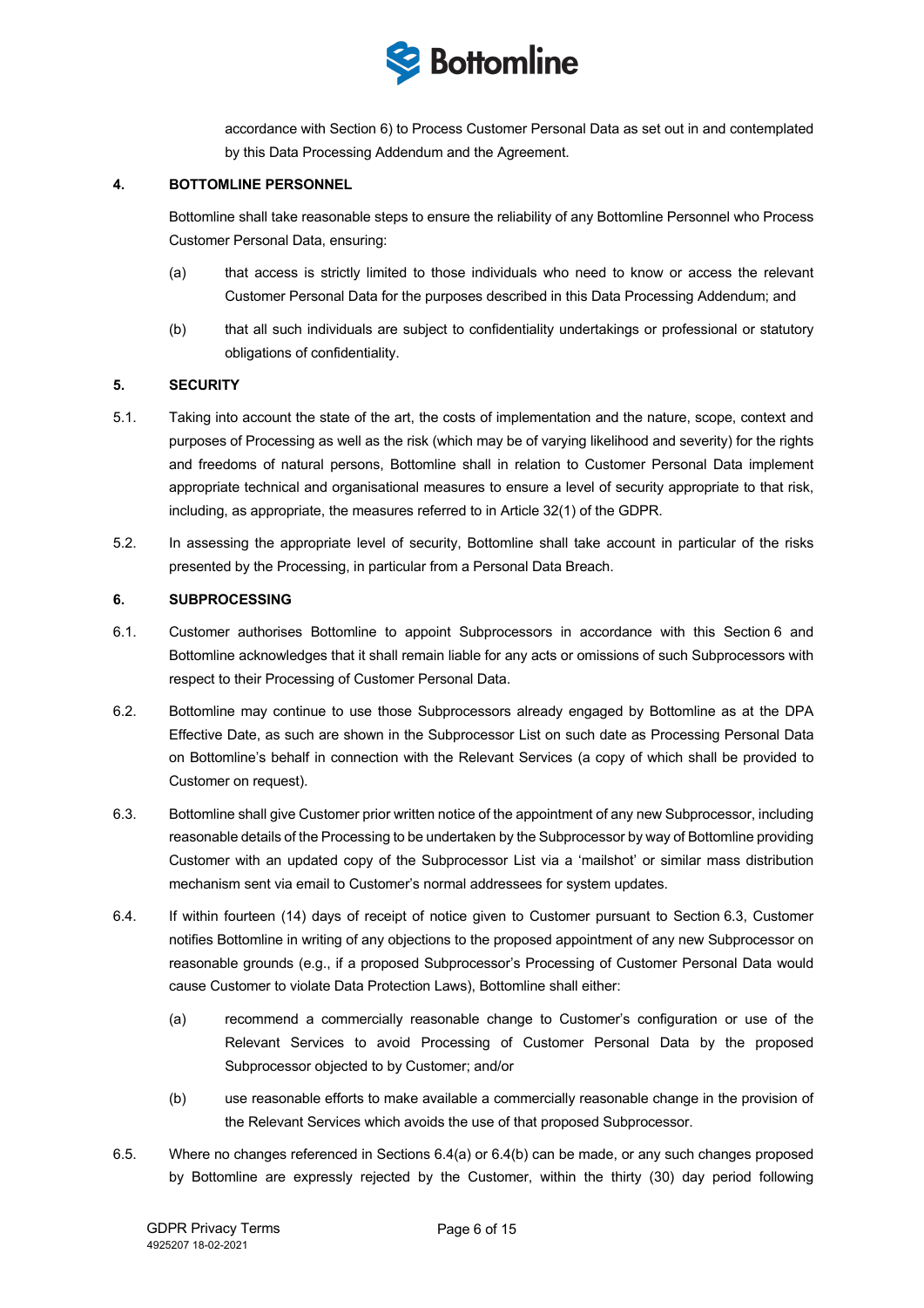accordance with Section 6) to Process Customer Personal Data as set out in and contemplated by this Data Processing Addendum and the Agreement.

**4. BOTTOMLINE PERSONNEL**

Bottomline shall take reasonable steps to ensure the reliability of any Bottomline Personnel who Process Customer Personal Data, ensuring:

(a) that access is strictly limited to those individuals who need to know or access the relevant Customer Personal Data for the purposes described in this Data Processing Addendum; and

(b) that all such individuals are subject to confidentiality undertakings or professional or statutory obligations of confidentiality.

**5. SECURITY**

5.1. Taking into account the state of the art, the costs of implementation and the nature, scope, context and purposes of Processing as well as the risk (which may be of varying likelihood and severity) for the rights and freedoms of natural persons, Bottomline shall in relation to Customer Personal Data implement appropriate technical and organisational measures to ensure a level of security appropriate to that risk, including, as appropriate, the measures referred to in Article 32(1) of the GDPR.

5.2. In assessing the appropriate level of security, Bottomline shall take account in particular of the risks presented by the Processing, in particular from a Personal Data Breach.

**6. SUBPROCESSING**

6.1. Customer authorises Bottomline to appoint Subprocessors in accordance with this Section 6 and Bottomline acknowledges that it shall remain liable for any acts or omissions of such Subprocessors with respect to their Processing of Customer Personal Data.

6.2. Bottomline may continue to use those Subprocessors already engaged by Bottomline as at the DPA Effective Date, as such are shown in the Subprocessor List on such date as Processing Personal Data on Bottomline's behalf in connection with the Relevant Services (a copy of which shall be provided to Customer on request).

6.3. Bottomline shall give Customer prior written notice of the appointment of any new Subprocessor, including reasonable details of the Processing to be undertaken by the Subprocessor by way of Bottomline providing Customer with an updated copy of the Subprocessor List via a 'mailshot' or similar mass distribution mechanism sent via email to Customer's normal addressees for system updates.

6.4. If within fourteen (14) days of receipt of notice given to Customer pursuant to Section 6.3, Customer notifies Bottomline in writing of any objections to the proposed appointment of any new Subprocessor on reasonable grounds (e.g., if a proposed Subprocessor's Processing of Customer Personal Data would cause Customer to violate Data Protection Laws), Bottomline shall either:

(a) recommend a commercially reasonable change to Customer's configuration or use of the Relevant Services to avoid Processing of Customer Personal Data by the proposed Subprocessor objected to by Customer; and/or

(b) use reasonable efforts to make available a commercially reasonable change in the provision of the Relevant Services which avoids the use of that proposed Subprocessor.

6.5. Where no changes referenced in Sections 6.4(a) or 6.4(b) can be made, or any such changes proposed by Bottomline are expressly rejected by the Customer, within the thirty (30) day period following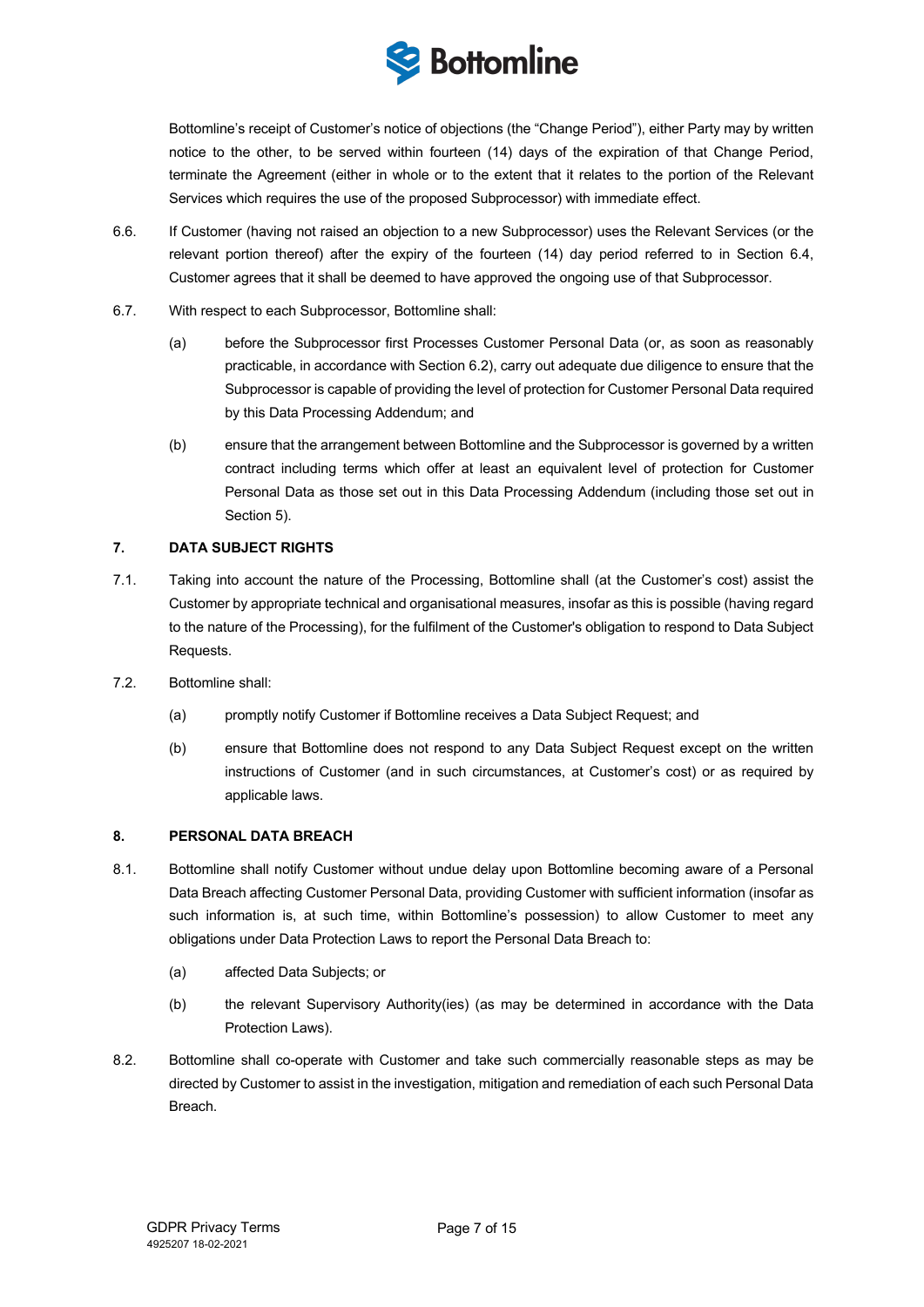Bottomline's receipt of Customer's notice of objections (the "Change Period"), either Party may by written notice to the other, to be served within fourteen (14) days of the expiration of that Change Period, terminate the Agreement (either in whole or to the extent that it relates to the portion of the Relevant Services which requires the use of the proposed Subprocessor) with immediate effect.

6.6. If Customer (having not raised an objection to a new Subprocessor) uses the Relevant Services (or the relevant portion thereof) after the expiry of the fourteen (14) day period referred to in Section 6.4, Customer agrees that it shall be deemed to have approved the ongoing use of that Subprocessor.

6.7. With respect to each Subprocessor, Bottomline shall:

(a) before the Subprocessor first Processes Customer Personal Data (or, as soon as reasonably practicable, in accordance with Section 6.2), carry out adequate due diligence to ensure that the Subprocessor is capable of providing the level of protection for Customer Personal Data required by this Data Processing Addendum; and

(b) ensure that the arrangement between Bottomline and the Subprocessor is governed by a written contract including terms which offer at least an equivalent level of protection for Customer Personal Data as those set out in this Data Processing Addendum (including those set out in Section 5).

## 7. DATA SUBJECT RIGHTS

7.1. Taking into account the nature of the Processing, Bottomline shall (at the Customer's cost) assist the Customer by appropriate technical and organisational measures, insofar as this is possible (having regard to the nature of the Processing), for the fulfilment of the Customer's obligation to respond to Data Subject Requests.

7.2. Bottomline shall:

(a) promptly notify Customer if Bottomline receives a Data Subject Request; and

(b) ensure that Bottomline does not respond to any Data Subject Request except on the written instructions of Customer (and in such circumstances, at Customer's cost) or as required by applicable laws.

## 8. PERSONAL DATA BREACH

8.1. Bottomline shall notify Customer without undue delay upon Bottomline becoming aware of a Personal Data Breach affecting Customer Personal Data, providing Customer with sufficient information (insofar as such information is, at such time, within Bottomline's possession) to allow Customer to meet any obligations under Data Protection Laws to report the Personal Data Breach to:

(a) affected Data Subjects; or

(b) the relevant Supervisory Authority(ies) (as may be determined in accordance with the Data Protection Laws).

8.2. Bottomline shall co-operate with Customer and take such commercially reasonable steps as may be directed by Customer to assist in the investigation, mitigation and remediation of each such Personal Data Breach.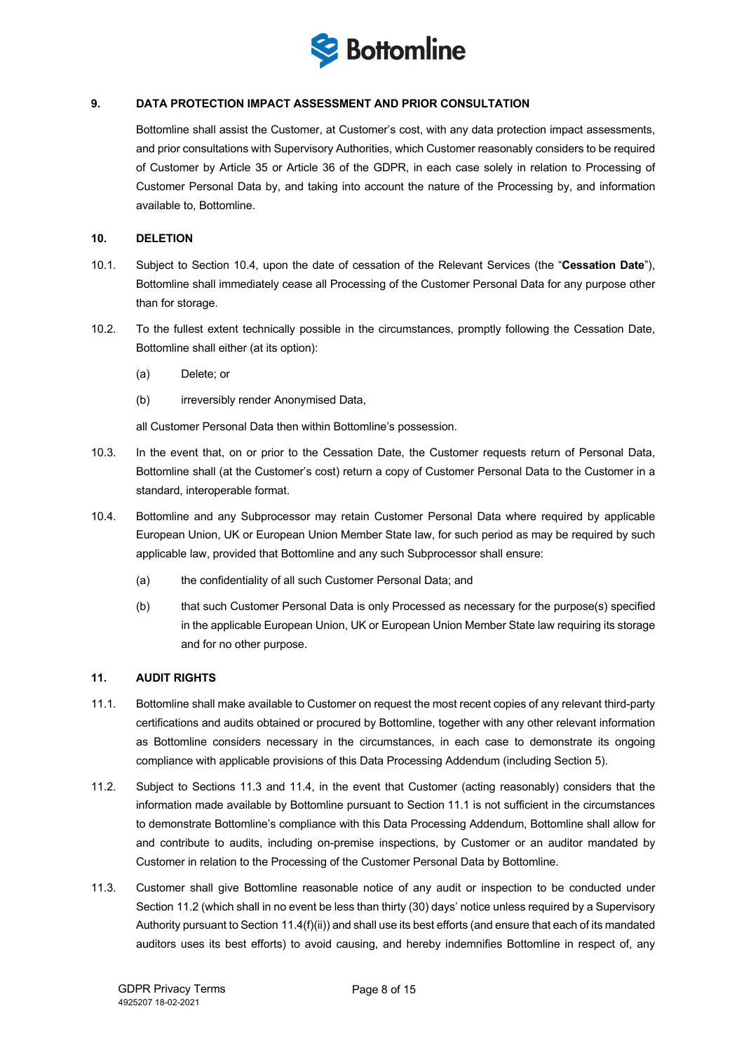## 9. DATA PROTECTION IMPACT ASSESSMENT AND PRIOR CONSULTATION

Bottomline shall assist the Customer, at Customer's cost, with any data protection impact assessments, and prior consultations with Supervisory Authorities, which Customer reasonably considers to be required of Customer by Article 35 or Article 36 of the GDPR, in each case solely in relation to Processing of Customer Personal Data by, and taking into account the nature of the Processing by, and information available to, Bottomline.

## 10. DELETION

10.1. Subject to Section 10.4, upon the date of cessation of the Relevant Services (the "**Cessation Date**"), Bottomline shall immediately cease all Processing of the Customer Personal Data for any purpose other than for storage.

10.2. To the fullest extent technically possible in the circumstances, promptly following the Cessation Date, Bottomline shall either (at its option):

(a) Delete; or

(b) irreversibly render Anonymised Data,

all Customer Personal Data then within Bottomline's possession.

10.3. In the event that, on or prior to the Cessation Date, the Customer requests return of Personal Data, Bottomline shall (at the Customer's cost) return a copy of Customer Personal Data to the Customer in a standard, interoperable format.

10.4. Bottomline and any Subprocessor may retain Customer Personal Data where required by applicable European Union, UK or European Union Member State law, for such period as may be required by such applicable law, provided that Bottomline and any such Subprocessor shall ensure:

(a) the confidentiality of all such Customer Personal Data; and

(b) that such Customer Personal Data is only Processed as necessary for the purpose(s) specified in the applicable European Union, UK or European Union Member State law requiring its storage and for no other purpose.

## 11. AUDIT RIGHTS

11.1. Bottomline shall make available to Customer on request the most recent copies of any relevant third-party certifications and audits obtained or procured by Bottomline, together with any other relevant information as Bottomline considers necessary in the circumstances, in each case to demonstrate its ongoing compliance with applicable provisions of this Data Processing Addendum (including Section 5).

11.2. Subject to Sections 11.3 and 11.4, in the event that Customer (acting reasonably) considers that the information made available by Bottomline pursuant to Section 11.1 is not sufficient in the circumstances to demonstrate Bottomline's compliance with this Data Processing Addendum, Bottomline shall allow for and contribute to audits, including on-premise inspections, by Customer or an auditor mandated by Customer in relation to the Processing of the Customer Personal Data by Bottomline.

11.3. Customer shall give Bottomline reasonable notice of any audit or inspection to be conducted under Section 11.2 (which shall in no event be less than thirty (30) days' notice unless required by a Supervisory Authority pursuant to Section 11.4(f)(ii)) and shall use its best efforts (and ensure that each of its mandated auditors uses its best efforts) to avoid causing, and hereby indemnifies Bottomline in respect of, any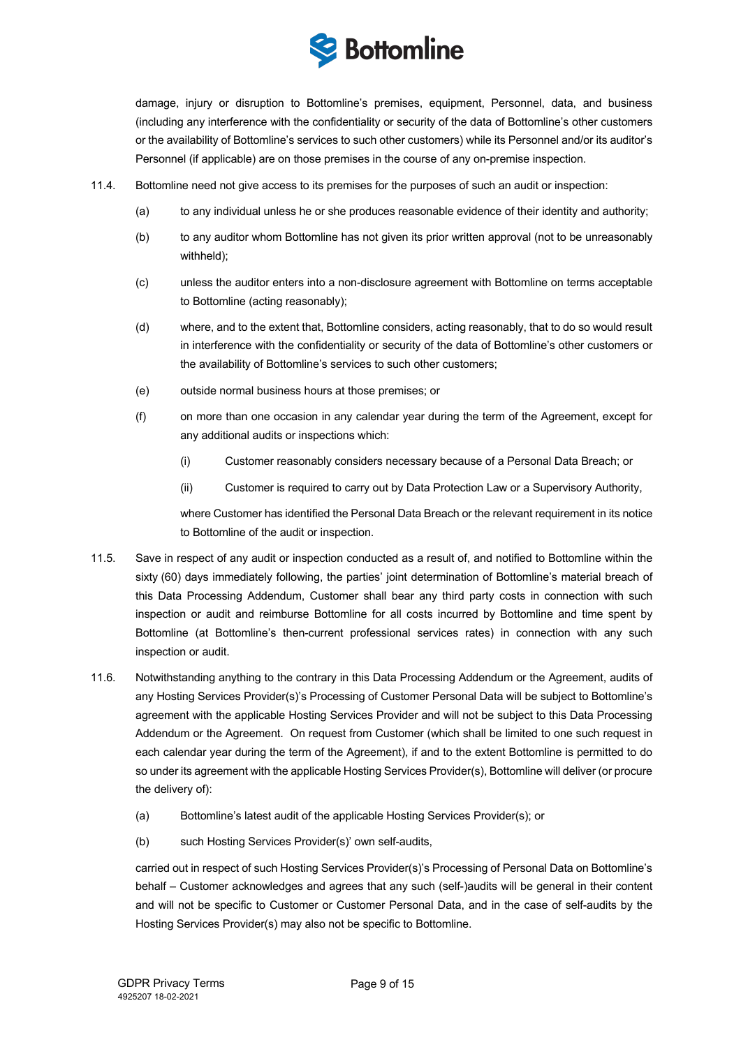damage, injury or disruption to Bottomline's premises, equipment, Personnel, data, and business (including any interference with the confidentiality or security of the data of Bottomline's other customers or the availability of Bottomline's services to such other customers) while its Personnel and/or its auditor's Personnel (if applicable) are on those premises in the course of any on-premise inspection.

11.4. Bottomline need not give access to its premises for the purposes of such an audit or inspection:

(a) to any individual unless he or she produces reasonable evidence of their identity and authority;

(b) to any auditor whom Bottomline has not given its prior written approval (not to be unreasonably withheld);

(c) unless the auditor enters into a non-disclosure agreement with Bottomline on terms acceptable to Bottomline (acting reasonably);

(d) where, and to the extent that, Bottomline considers, acting reasonably, that to do so would result in interference with the confidentiality or security of the data of Bottomline's other customers or the availability of Bottomline's services to such other customers;

(e) outside normal business hours at those premises; or

(f) on more than one occasion in any calendar year during the term of the Agreement, except for any additional audits or inspections which:

(i) Customer reasonably considers necessary because of a Personal Data Breach; or

(ii) Customer is required to carry out by Data Protection Law or a Supervisory Authority,

where Customer has identified the Personal Data Breach or the relevant requirement in its notice to Bottomline of the audit or inspection.

11.5. Save in respect of any audit or inspection conducted as a result of, and notified to Bottomline within the sixty (60) days immediately following, the parties' joint determination of Bottomline's material breach of this Data Processing Addendum, Customer shall bear any third party costs in connection with such inspection or audit and reimburse Bottomline for all costs incurred by Bottomline and time spent by Bottomline (at Bottomline's then-current professional services rates) in connection with any such inspection or audit.

11.6. Notwithstanding anything to the contrary in this Data Processing Addendum or the Agreement, audits of any Hosting Services Provider(s)'s Processing of Customer Personal Data will be subject to Bottomline's agreement with the applicable Hosting Services Provider and will not be subject to this Data Processing Addendum or the Agreement. On request from Customer (which shall be limited to one such request in each calendar year during the term of the Agreement), if and to the extent Bottomline is permitted to do so under its agreement with the applicable Hosting Services Provider(s), Bottomline will deliver (or procure the delivery of):

(a) Bottomline's latest audit of the applicable Hosting Services Provider(s); or

(b) such Hosting Services Provider(s)' own self-audits,

carried out in respect of such Hosting Services Provider(s)'s Processing of Personal Data on Bottomline's behalf – Customer acknowledges and agrees that any such (self-)audits will be general in their content and will not be specific to Customer or Customer Personal Data, and in the case of self-audits by the Hosting Services Provider(s) may also not be specific to Bottomline.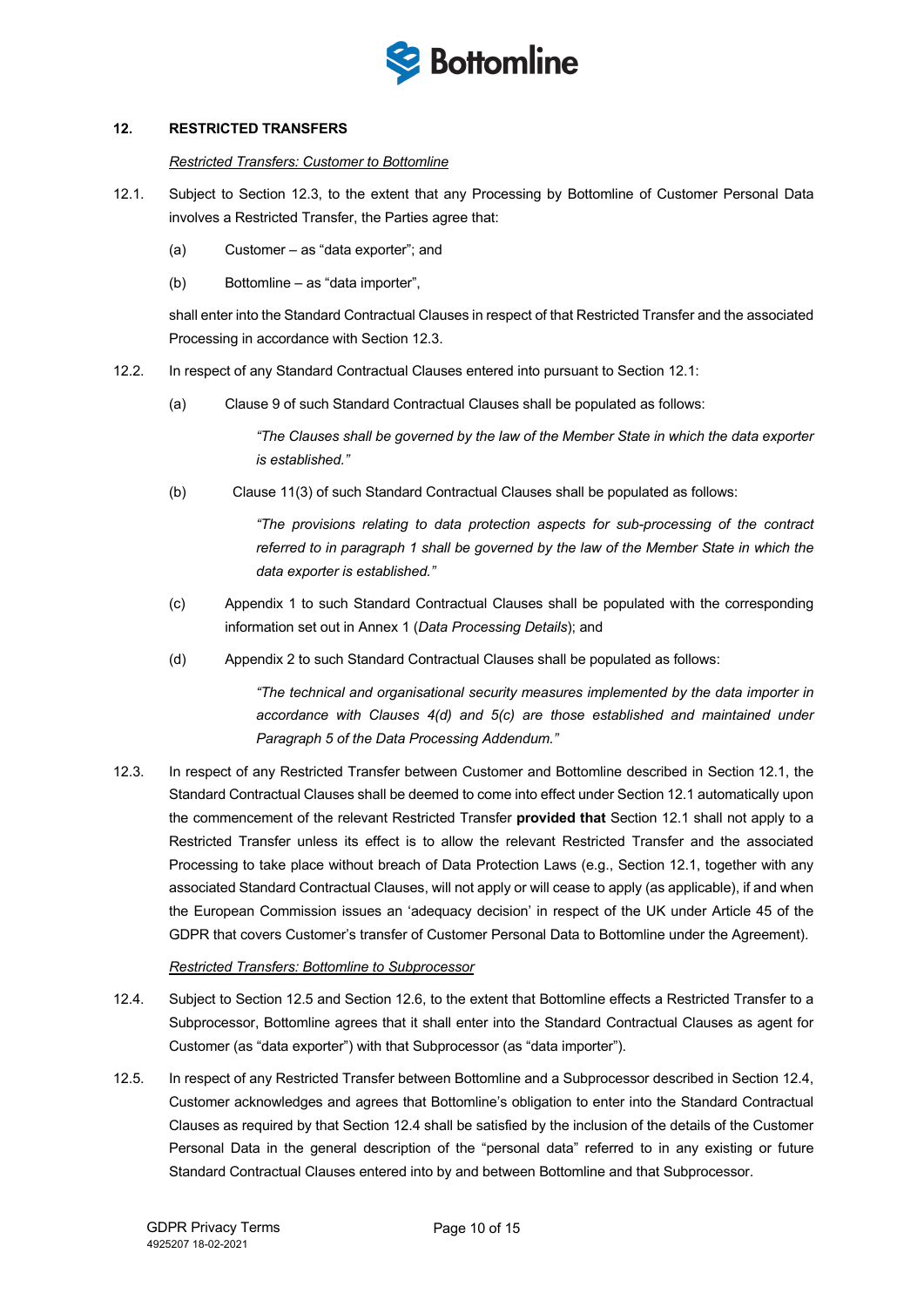## 12. RESTRICTED TRANSFERS

*Restricted Transfers: Customer to Bottomline*

12.1. Subject to Section 12.3, to the extent that any Processing by Bottomline of Customer Personal Data involves a Restricted Transfer, the Parties agree that:

(a) Customer – as "data exporter"; and

(b) Bottomline – as "data importer",

shall enter into the Standard Contractual Clauses in respect of that Restricted Transfer and the associated Processing in accordance with Section 12.3.

12.2. In respect of any Standard Contractual Clauses entered into pursuant to Section 12.1:

(a) Clause 9 of such Standard Contractual Clauses shall be populated as follows:

> *"The Clauses shall be governed by the law of the Member State in which the data exporter is established."*

(b) Clause 11(3) of such Standard Contractual Clauses shall be populated as follows:

> *"The provisions relating to data protection aspects for sub-processing of the contract referred to in paragraph 1 shall be governed by the law of the Member State in which the data exporter is established."*

(c) Appendix 1 to such Standard Contractual Clauses shall be populated with the corresponding information set out in Annex 1 (*Data Processing Details*); and

(d) Appendix 2 to such Standard Contractual Clauses shall be populated as follows:

> *"The technical and organisational security measures implemented by the data importer in accordance with Clauses 4(d) and 5(c) are those established and maintained under Paragraph 5 of the Data Processing Addendum."*

12.3. In respect of any Restricted Transfer between Customer and Bottomline described in Section 12.1, the Standard Contractual Clauses shall be deemed to come into effect under Section 12.1 automatically upon the commencement of the relevant Restricted Transfer **provided that** Section 12.1 shall not apply to a Restricted Transfer unless its effect is to allow the relevant Restricted Transfer and the associated Processing to take place without breach of Data Protection Laws (e.g., Section 12.1, together with any associated Standard Contractual Clauses, will not apply or will cease to apply (as applicable), if and when the European Commission issues an 'adequacy decision' in respect of the UK under Article 45 of the GDPR that covers Customer's transfer of Customer Personal Data to Bottomline under the Agreement).

*Restricted Transfers: Bottomline to Subprocessor*

12.4. Subject to Section 12.5 and Section 12.6, to the extent that Bottomline effects a Restricted Transfer to a Subprocessor, Bottomline agrees that it shall enter into the Standard Contractual Clauses as agent for Customer (as "data exporter") with that Subprocessor (as "data importer").

12.5. In respect of any Restricted Transfer between Bottomline and a Subprocessor described in Section 12.4, Customer acknowledges and agrees that Bottomline's obligation to enter into the Standard Contractual Clauses as required by that Section 12.4 shall be satisfied by the inclusion of the details of the Customer Personal Data in the general description of the "personal data" referred to in any existing or future Standard Contractual Clauses entered into by and between Bottomline and that Subprocessor.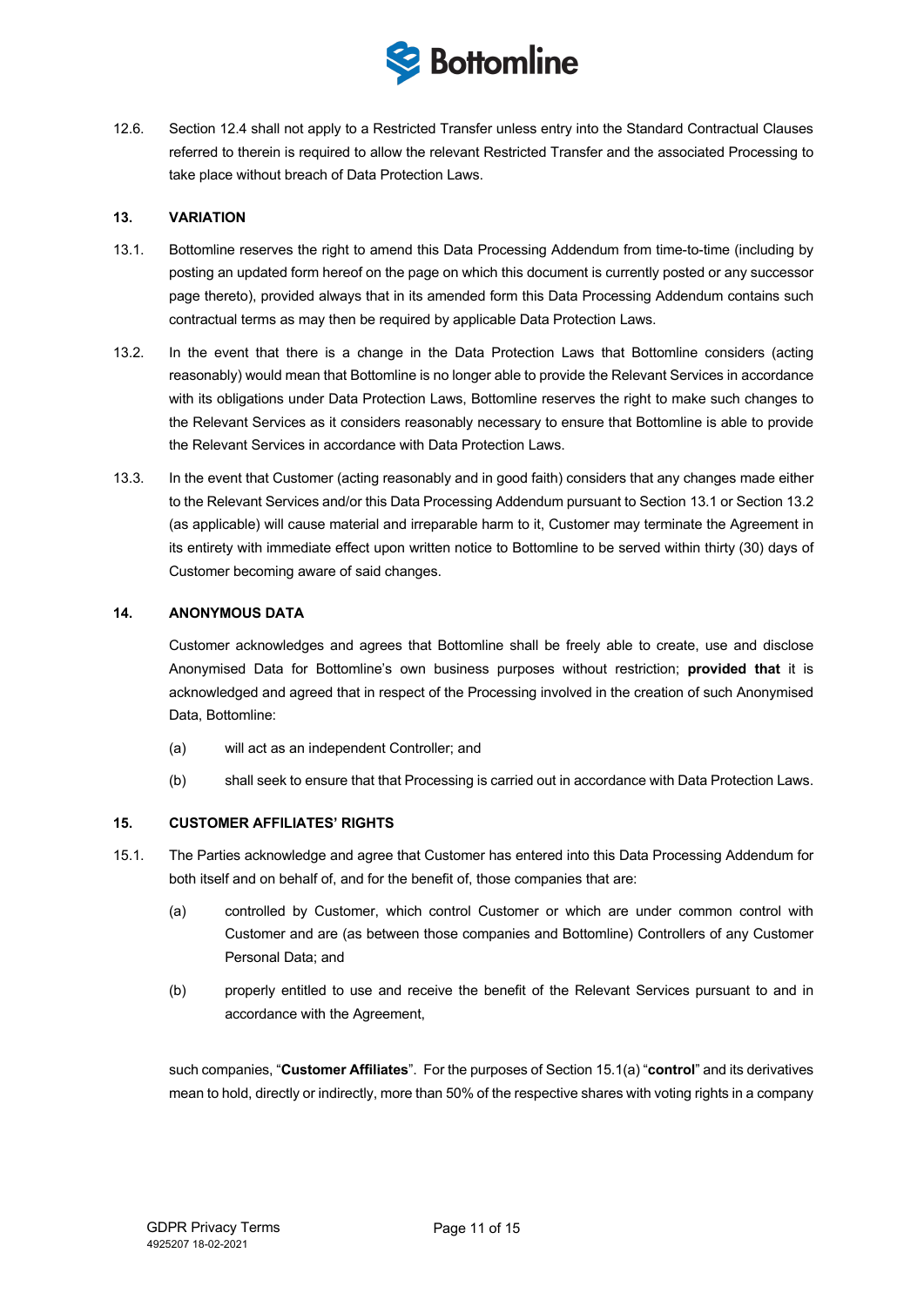12.6. Section 12.4 shall not apply to a Restricted Transfer unless entry into the Standard Contractual Clauses referred to therein is required to allow the relevant Restricted Transfer and the associated Processing to take place without breach of Data Protection Laws.

## 13. VARIATION

13.1. Bottomline reserves the right to amend this Data Processing Addendum from time-to-time (including by posting an updated form hereof on the page on which this document is currently posted or any successor page thereto), provided always that in its amended form this Data Processing Addendum contains such contractual terms as may then be required by applicable Data Protection Laws.

13.2. In the event that there is a change in the Data Protection Laws that Bottomline considers (acting reasonably) would mean that Bottomline is no longer able to provide the Relevant Services in accordance with its obligations under Data Protection Laws, Bottomline reserves the right to make such changes to the Relevant Services as it considers reasonably necessary to ensure that Bottomline is able to provide the Relevant Services in accordance with Data Protection Laws.

13.3. In the event that Customer (acting reasonably and in good faith) considers that any changes made either to the Relevant Services and/or this Data Processing Addendum pursuant to Section 13.1 or Section 13.2 (as applicable) will cause material and irreparable harm to it, Customer may terminate the Agreement in its entirety with immediate effect upon written notice to Bottomline to be served within thirty (30) days of Customer becoming aware of said changes.

## 14. ANONYMOUS DATA

Customer acknowledges and agrees that Bottomline shall be freely able to create, use and disclose Anonymised Data for Bottomline's own business purposes without restriction; **provided that** it is acknowledged and agreed that in respect of the Processing involved in the creation of such Anonymised Data, Bottomline:

(a) will act as an independent Controller; and

(b) shall seek to ensure that that Processing is carried out in accordance with Data Protection Laws.

## 15. CUSTOMER AFFILIATES' RIGHTS

15.1. The Parties acknowledge and agree that Customer has entered into this Data Processing Addendum for both itself and on behalf of, and for the benefit of, those companies that are:

(a) controlled by Customer, which control Customer or which are under common control with Customer and are (as between those companies and Bottomline) Controllers of any Customer Personal Data; and

(b) properly entitled to use and receive the benefit of the Relevant Services pursuant to and in accordance with the Agreement,

such companies, "**Customer Affiliates**". For the purposes of Section 15.1(a) "**control**" and its derivatives mean to hold, directly or indirectly, more than 50% of the respective shares with voting rights in a company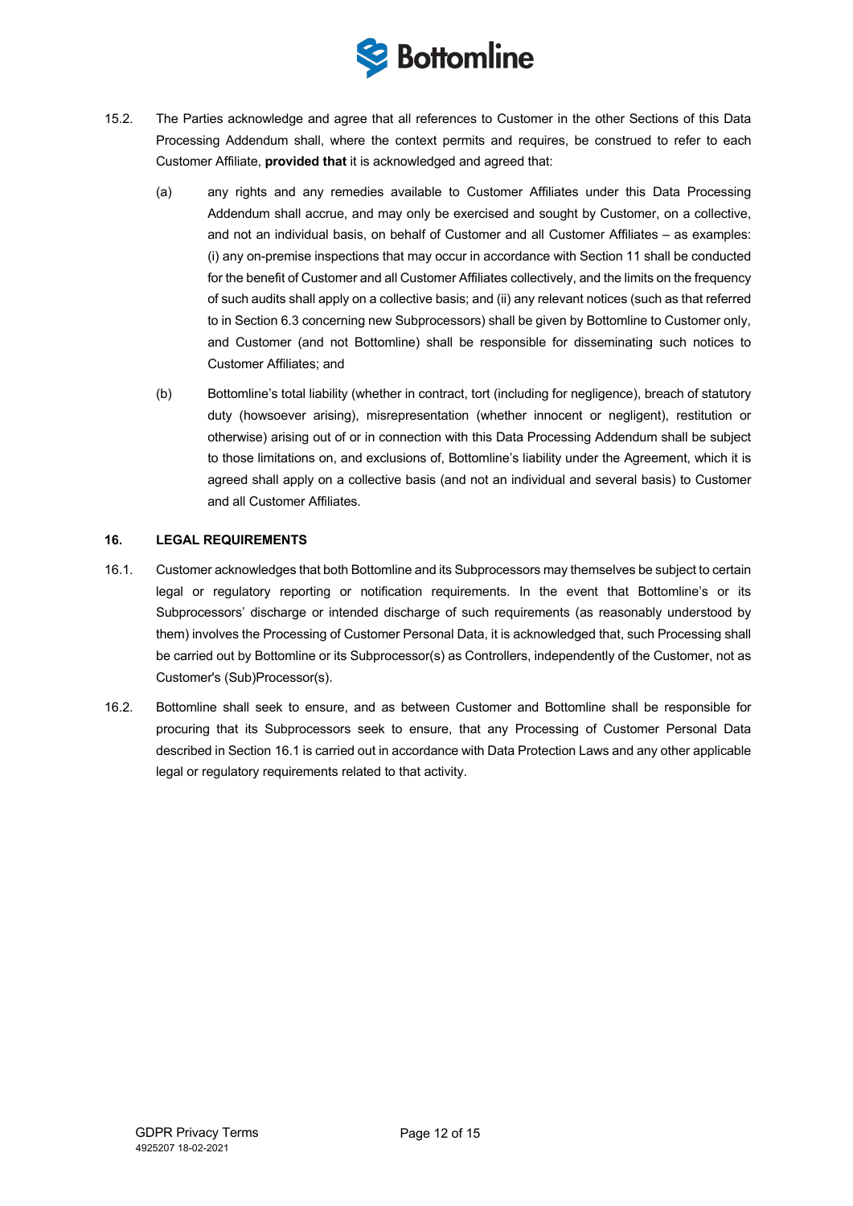15.2. The Parties acknowledge and agree that all references to Customer in the other Sections of this Data Processing Addendum shall, where the context permits and requires, be construed to refer to each Customer Affiliate, **provided that** it is acknowledged and agreed that:

(a) any rights and any remedies available to Customer Affiliates under this Data Processing Addendum shall accrue, and may only be exercised and sought by Customer, on a collective, and not an individual basis, on behalf of Customer and all Customer Affiliates – as examples: (i) any on-premise inspections that may occur in accordance with Section 11 shall be conducted for the benefit of Customer and all Customer Affiliates collectively, and the limits on the frequency of such audits shall apply on a collective basis; and (ii) any relevant notices (such as that referred to in Section 6.3 concerning new Subprocessors) shall be given by Bottomline to Customer only, and Customer (and not Bottomline) shall be responsible for disseminating such notices to Customer Affiliates; and

(b) Bottomline's total liability (whether in contract, tort (including for negligence), breach of statutory duty (howsoever arising), misrepresentation (whether innocent or negligent), restitution or otherwise) arising out of or in connection with this Data Processing Addendum shall be subject to those limitations on, and exclusions of, Bottomline's liability under the Agreement, which it is agreed shall apply on a collective basis (and not an individual and several basis) to Customer and all Customer Affiliates.

## 16. LEGAL REQUIREMENTS

16.1. Customer acknowledges that both Bottomline and its Subprocessors may themselves be subject to certain legal or regulatory reporting or notification requirements. In the event that Bottomline's or its Subprocessors' discharge or intended discharge of such requirements (as reasonably understood by them) involves the Processing of Customer Personal Data, it is acknowledged that, such Processing shall be carried out by Bottomline or its Subprocessor(s) as Controllers, independently of the Customer, not as Customer's (Sub)Processor(s).

16.2. Bottomline shall seek to ensure, and as between Customer and Bottomline shall be responsible for procuring that its Subprocessors seek to ensure, that any Processing of Customer Personal Data described in Section 16.1 is carried out in accordance with Data Protection Laws and any other applicable legal or regulatory requirements related to that activity.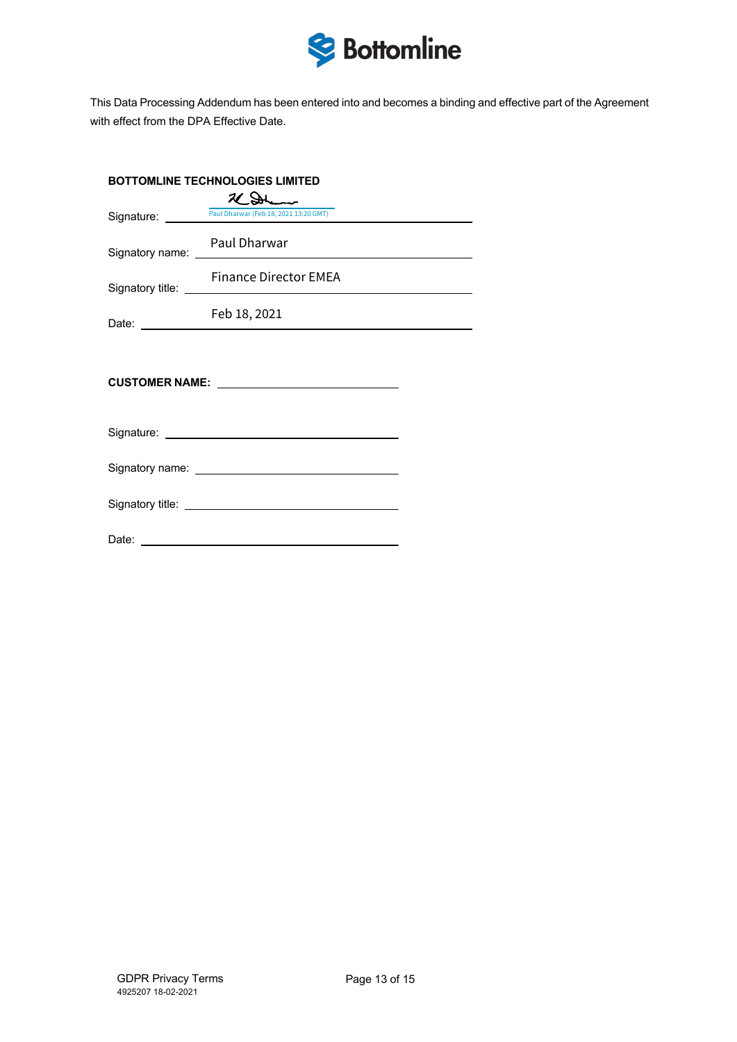This Data Processing Addendum has been entered into and becomes a binding and effective part of the Agreement with effect from the DPA Effective Date.

**BOTTOMLINE TECHNOLOGIES LIMITED**

Signature: Paul Dharwar (Feb 18, 2021 13:20 GMT)

Signatory name: Paul Dharwar

Signatory title: Finance Director EMEA

Date: Feb 18, 2021

**CUSTOMER NAME:** \_\_\_\_\_\_\_\_\_\_\_\_\_\_\_\_\_\_\_\_

Signature: \_\_\_\_\_\_\_\_\_\_\_\_\_\_\_\_\_\_\_\_

Signatory name: \_\_\_\_\_\_\_\_\_\_\_\_\_\_\_\_\_\_\_\_

Signatory title: \_\_\_\_\_\_\_\_\_\_\_\_\_\_\_\_\_\_\_\_

Date: \_\_\_\_\_\_\_\_\_\_\_\_\_\_\_\_\_\_\_\_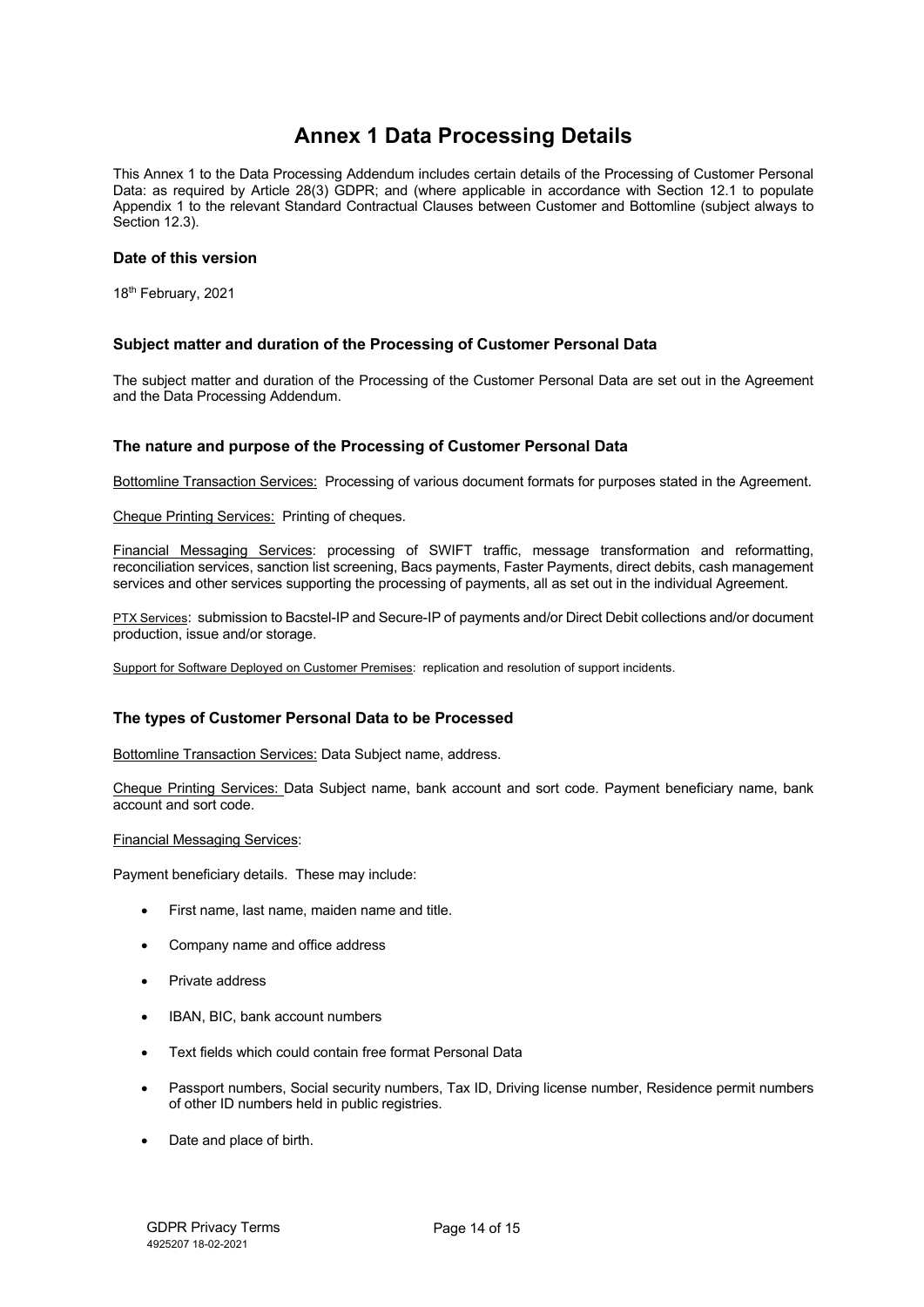# Annex 1 Data Processing Details

This Annex 1 to the Data Processing Addendum includes certain details of the Processing of Customer Personal Data: as required by Article 28(3) GDPR; and (where applicable in accordance with Section 12.1 to populate Appendix 1 to the relevant Standard Contractual Clauses between Customer and Bottomline (subject always to Section 12.3).

### Date of this version

18th February, 2021

### Subject matter and duration of the Processing of Customer Personal Data

The subject matter and duration of the Processing of the Customer Personal Data are set out in the Agreement and the Data Processing Addendum.

### The nature and purpose of the Processing of Customer Personal Data

<u>Bottomline Transaction Services:</u> Processing of various document formats for purposes stated in the Agreement.

<u>Cheque Printing Services:</u> Printing of cheques.

<u>Financial Messaging Services</u>: processing of SWIFT traffic, message transformation and reformatting, reconciliation services, sanction list screening, Bacs payments, Faster Payments, direct debits, cash management services and other services supporting the processing of payments, all as set out in the individual Agreement.

<u>PTX Services</u>: submission to Bacstel-IP and Secure-IP of payments and/or Direct Debit collections and/or document production, issue and/or storage.

<u>Support for Software Deployed on Customer Premises</u>: replication and resolution of support incidents.

### The types of Customer Personal Data to be Processed

<u>Bottomline Transaction Services:</u> Data Subject name, address.

<u>Cheque Printing Services:</u> Data Subject name, bank account and sort code. Payment beneficiary name, bank account and sort code.

<u>Financial Messaging Services</u>:

Payment beneficiary details. These may include:

- First name, last name, maiden name and title.
- Company name and office address
- Private address
- IBAN, BIC, bank account numbers
- Text fields which could contain free format Personal Data
- Passport numbers, Social security numbers, Tax ID, Driving license number, Residence permit numbers of other ID numbers held in public registries.
- Date and place of birth.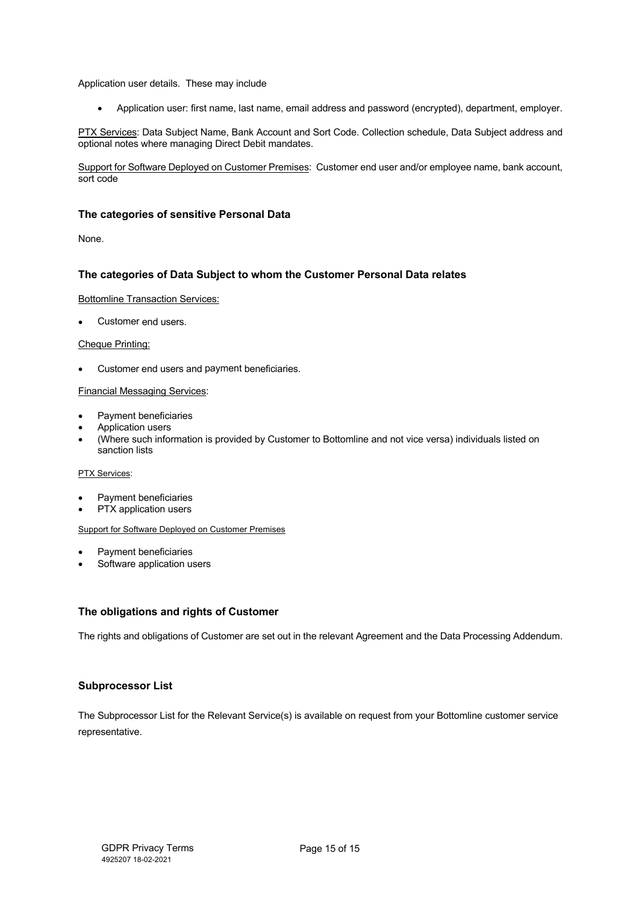Application user details. These may include

- Application user: first name, last name, email address and password (encrypted), department, employer.

PTX Services: Data Subject Name, Bank Account and Sort Code. Collection schedule, Data Subject address and optional notes where managing Direct Debit mandates.

Support for Software Deployed on Customer Premises: Customer end user and/or employee name, bank account, sort code

### The categories of sensitive Personal Data

None.

### The categories of Data Subject to whom the Customer Personal Data relates

Bottomline Transaction Services:

- Customer end users.

Cheque Printing:

- Customer end users and payment beneficiaries.

Financial Messaging Services:

- Payment beneficiaries
- Application users
- (Where such information is provided by Customer to Bottomline and not vice versa) individuals listed on sanction lists

PTX Services:

- Payment beneficiaries
- PTX application users

Support for Software Deployed on Customer Premises

- Payment beneficiaries
- Software application users

### The obligations and rights of Customer

The rights and obligations of Customer are set out in the relevant Agreement and the Data Processing Addendum.

### Subprocessor List

The Subprocessor List for the Relevant Service(s) is available on request from your Bottomline customer service representative.